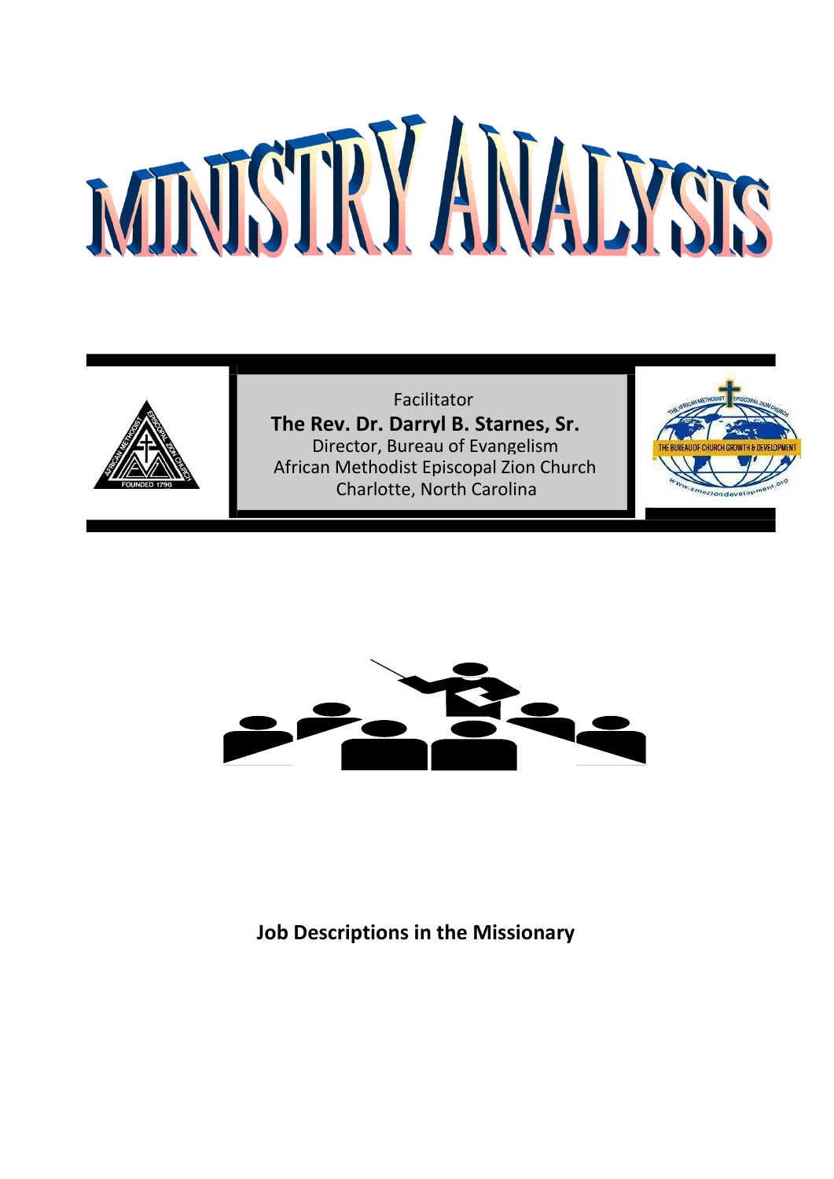# MINISTRY ANALYSIS

Facilitator

**The Rev. Dr. Darryl B. Starnes, Sr.**

Director, Bureau of Evangelism

African Methodist Episcopal Zion Church

Charlotte, North Carolina

**Job Descriptions in the Missionary**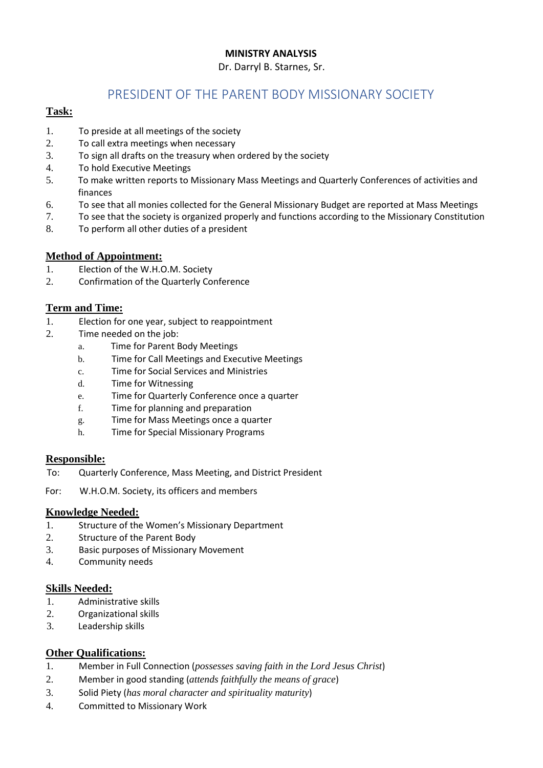**MINISTRY ANALYSIS**

Dr. Darryl B. Starnes, Sr.

# PRESIDENT OF THE PARENT BODY MISSIONARY SOCIETY

## Task:

1. To preside at all meetings of the society
2. To call extra meetings when necessary
3. To sign all drafts on the treasury when ordered by the society
4. To hold Executive Meetings
5. To make written reports to Missionary Mass Meetings and Quarterly Conferences of activities and finances
6. To see that all monies collected for the General Missionary Budget are reported at Mass Meetings
7. To see that the society is organized properly and functions according to the Missionary Constitution
8. To perform all other duties of a president

## Method of Appointment:

1. Election of the W.H.O.M. Society
2. Confirmation of the Quarterly Conference

## Term and Time:

1. Election for one year, subject to reappointment
2. Time needed on the job:
   a. Time for Parent Body Meetings
   b. Time for Call Meetings and Executive Meetings
   c. Time for Social Services and Ministries
   d. Time for Witnessing
   e. Time for Quarterly Conference once a quarter
   f. Time for planning and preparation
   g. Time for Mass Meetings once a quarter
   h. Time for Special Missionary Programs

## Responsible:

To: Quarterly Conference, Mass Meeting, and District President

For: W.H.O.M. Society, its officers and members

## Knowledge Needed:

1. Structure of the Women's Missionary Department
2. Structure of the Parent Body
3. Basic purposes of Missionary Movement
4. Community needs

## Skills Needed:

1. Administrative skills
2. Organizational skills
3. Leadership skills

## Other Qualifications:

1. Member in Full Connection (*possesses saving faith in the Lord Jesus Christ*)
2. Member in good standing (*attends faithfully the means of grace*)
3. Solid Piety (*has moral character and spirituality maturity*)
4. Committed to Missionary Work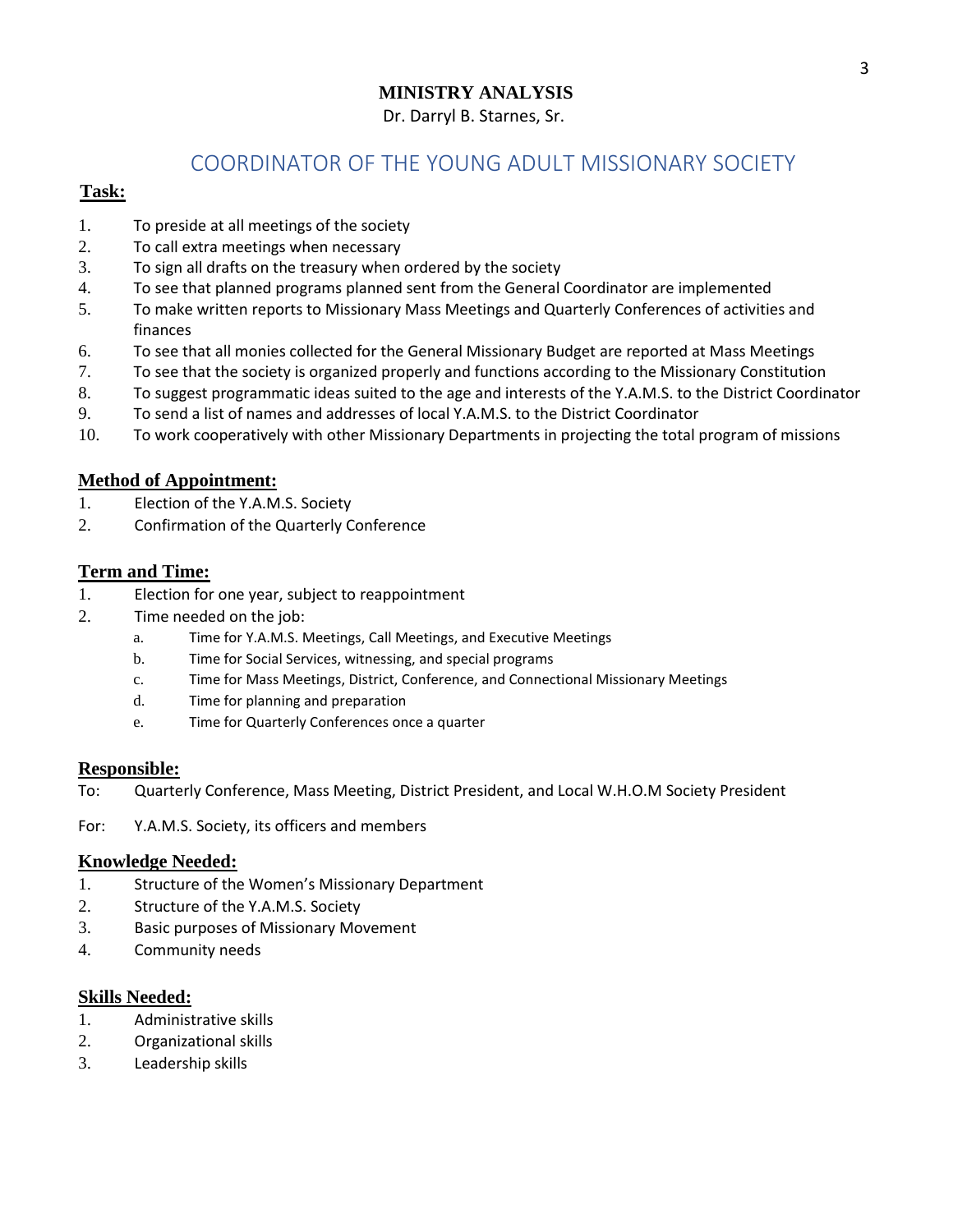# MINISTRY ANALYSIS

Dr. Darryl B. Starnes, Sr.

## COORDINATOR OF THE YOUNG ADULT MISSIONARY SOCIETY

**Task:**

1. To preside at all meetings of the society
2. To call extra meetings when necessary
3. To sign all drafts on the treasury when ordered by the society
4. To see that planned programs planned sent from the General Coordinator are implemented
5. To make written reports to Missionary Mass Meetings and Quarterly Conferences of activities and finances
6. To see that all monies collected for the General Missionary Budget are reported at Mass Meetings
7. To see that the society is organized properly and functions according to the Missionary Constitution
8. To suggest programmatic ideas suited to the age and interests of the Y.A.M.S. to the District Coordinator
9. To send a list of names and addresses of local Y.A.M.S. to the District Coordinator
10. To work cooperatively with other Missionary Departments in projecting the total program of missions

**Method of Appointment:**

1. Election of the Y.A.M.S. Society
2. Confirmation of the Quarterly Conference

**Term and Time:**

1. Election for one year, subject to reappointment
2. Time needed on the job:
   a. Time for Y.A.M.S. Meetings, Call Meetings, and Executive Meetings
   b. Time for Social Services, witnessing, and special programs
   c. Time for Mass Meetings, District, Conference, and Connectional Missionary Meetings
   d. Time for planning and preparation
   e. Time for Quarterly Conferences once a quarter

**Responsible:**

To: Quarterly Conference, Mass Meeting, District President, and Local W.H.O.M Society President

For: Y.A.M.S. Society, its officers and members

**Knowledge Needed:**

1. Structure of the Women's Missionary Department
2. Structure of the Y.A.M.S. Society
3. Basic purposes of Missionary Movement
4. Community needs

**Skills Needed:**

1. Administrative skills
2. Organizational skills
3. Leadership skills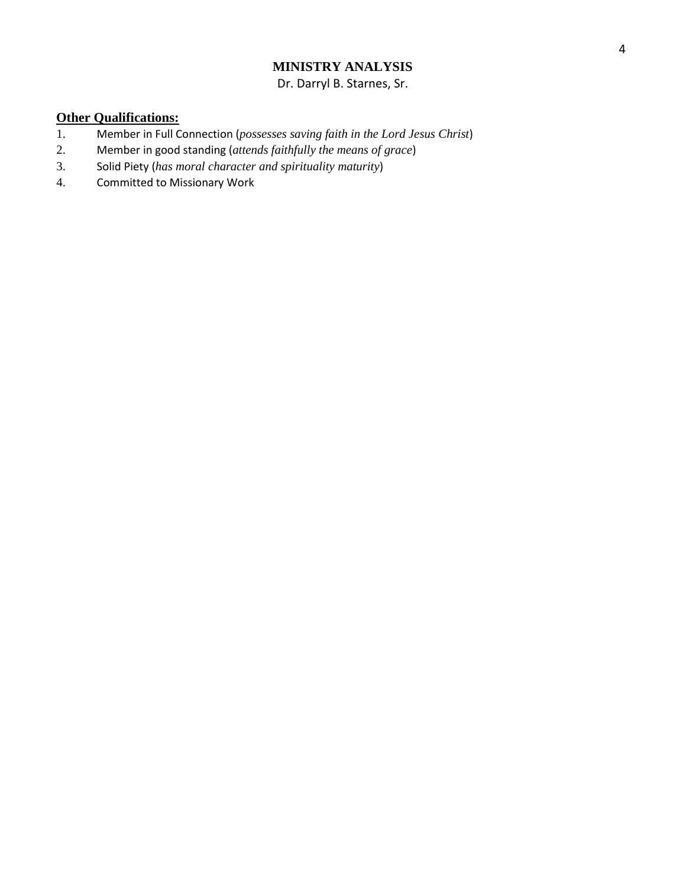# MINISTRY ANALYSIS

Dr. Darryl B. Starnes, Sr.

**Other Qualifications:**

1. Member in Full Connection (*possesses saving faith in the Lord Jesus Christ*)
2. Member in good standing (*attends faithfully the means of grace*)
3. Solid Piety (*has moral character and spirituality maturity*)
4. Committed to Missionary Work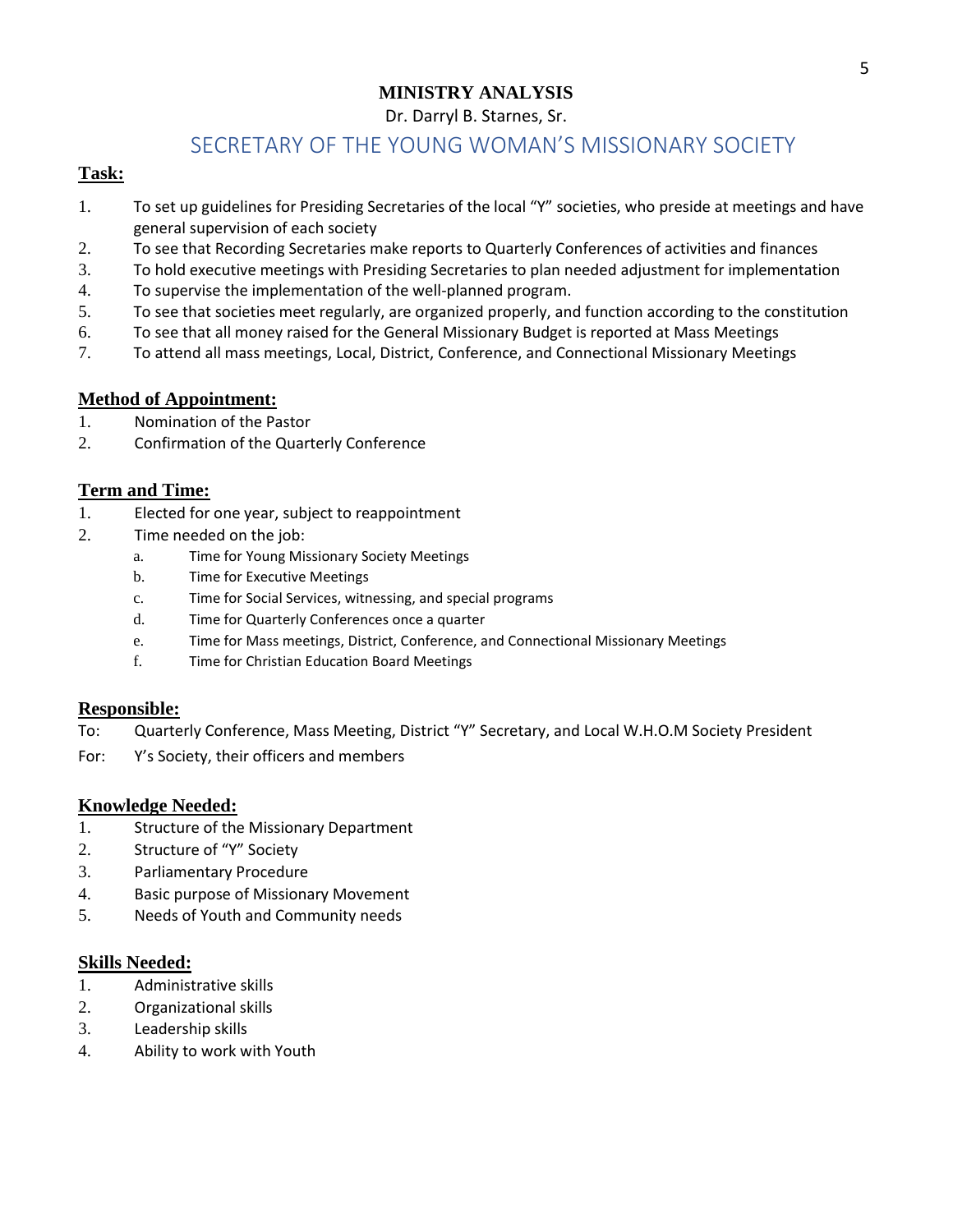# MINISTRY ANALYSIS

Dr. Darryl B. Starnes, Sr.

## SECRETARY OF THE YOUNG WOMAN'S MISSIONARY SOCIETY

### Task:

1. To set up guidelines for Presiding Secretaries of the local "Y" societies, who preside at meetings and have general supervision of each society
2. To see that Recording Secretaries make reports to Quarterly Conferences of activities and finances
3. To hold executive meetings with Presiding Secretaries to plan needed adjustment for implementation
4. To supervise the implementation of the well-planned program.
5. To see that societies meet regularly, are organized properly, and function according to the constitution
6. To see that all money raised for the General Missionary Budget is reported at Mass Meetings
7. To attend all mass meetings, Local, District, Conference, and Connectional Missionary Meetings

### Method of Appointment:

1. Nomination of the Pastor
2. Confirmation of the Quarterly Conference

### Term and Time:

1. Elected for one year, subject to reappointment
2. Time needed on the job:
   a. Time for Young Missionary Society Meetings
   b. Time for Executive Meetings
   c. Time for Social Services, witnessing, and special programs
   d. Time for Quarterly Conferences once a quarter
   e. Time for Mass meetings, District, Conference, and Connectional Missionary Meetings
   f. Time for Christian Education Board Meetings

### Responsible:

To: Quarterly Conference, Mass Meeting, District "Y" Secretary, and Local W.H.O.M Society President

For: Y's Society, their officers and members

### Knowledge Needed:

1. Structure of the Missionary Department
2. Structure of "Y" Society
3. Parliamentary Procedure
4. Basic purpose of Missionary Movement
5. Needs of Youth and Community needs

### Skills Needed:

1. Administrative skills
2. Organizational skills
3. Leadership skills
4. Ability to work with Youth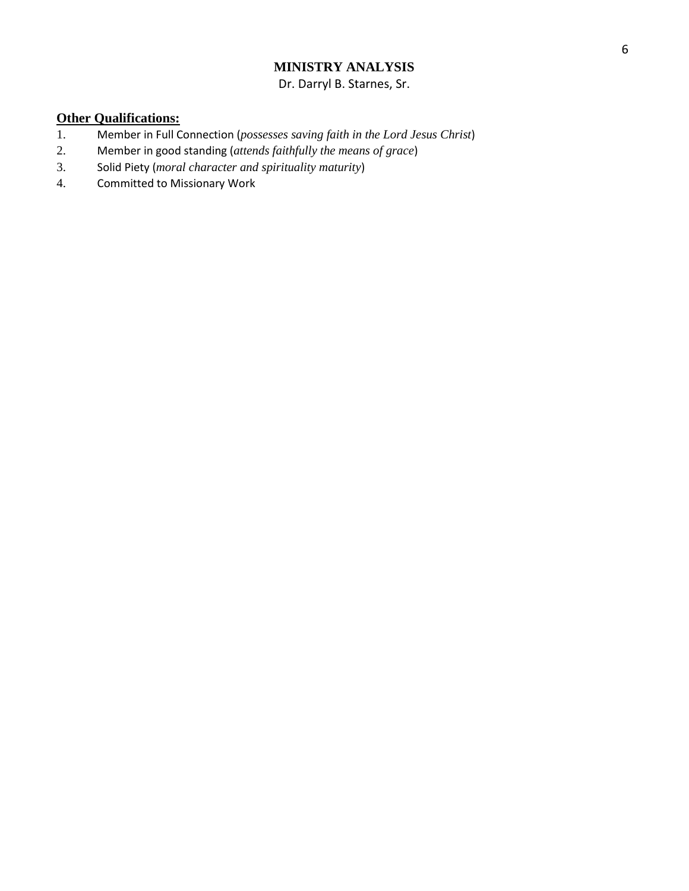# MINISTRY ANALYSIS

Dr. Darryl B. Starnes, Sr.

**Other Qualifications:**

1. Member in Full Connection (*possesses saving faith in the Lord Jesus Christ*)
2. Member in good standing (*attends faithfully the means of grace*)
3. Solid Piety (*moral character and spirituality maturity*)
4. Committed to Missionary Work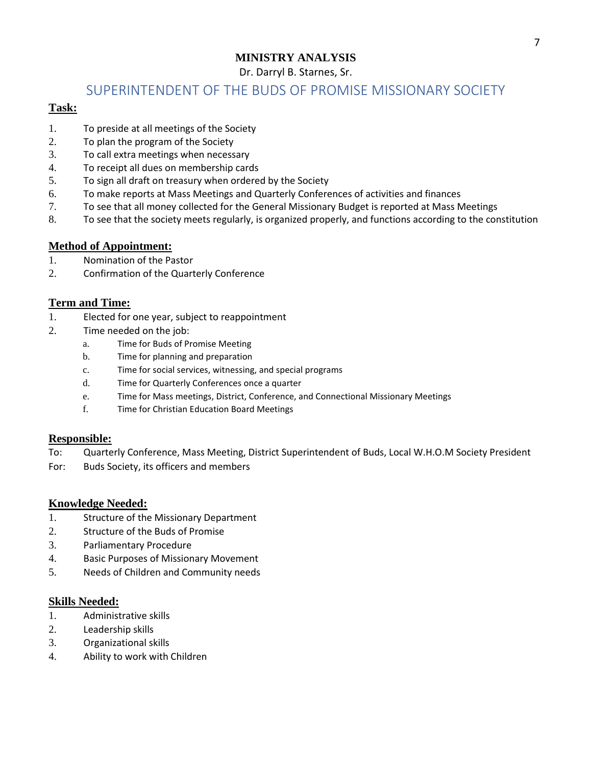# MINISTRY ANALYSIS

Dr. Darryl B. Starnes, Sr.

## SUPERINTENDENT OF THE BUDS OF PROMISE MISSIONARY SOCIETY

**Task:**

1. To preside at all meetings of the Society
2. To plan the program of the Society
3. To call extra meetings when necessary
4. To receipt all dues on membership cards
5. To sign all draft on treasury when ordered by the Society
6. To make reports at Mass Meetings and Quarterly Conferences of activities and finances
7. To see that all money collected for the General Missionary Budget is reported at Mass Meetings
8. To see that the society meets regularly, is organized properly, and functions according to the constitution

**Method of Appointment:**

1. Nomination of the Pastor
2. Confirmation of the Quarterly Conference

**Term and Time:**

1. Elected for one year, subject to reappointment
2. Time needed on the job:
   a. Time for Buds of Promise Meeting
   b. Time for planning and preparation
   c. Time for social services, witnessing, and special programs
   d. Time for Quarterly Conferences once a quarter
   e. Time for Mass meetings, District, Conference, and Connectional Missionary Meetings
   f. Time for Christian Education Board Meetings

**Responsible:**

To: Quarterly Conference, Mass Meeting, District Superintendent of Buds, Local W.H.O.M Society President

For: Buds Society, its officers and members

**Knowledge Needed:**

1. Structure of the Missionary Department
2. Structure of the Buds of Promise
3. Parliamentary Procedure
4. Basic Purposes of Missionary Movement
5. Needs of Children and Community needs

**Skills Needed:**

1. Administrative skills
2. Leadership skills
3. Organizational skills
4. Ability to work with Children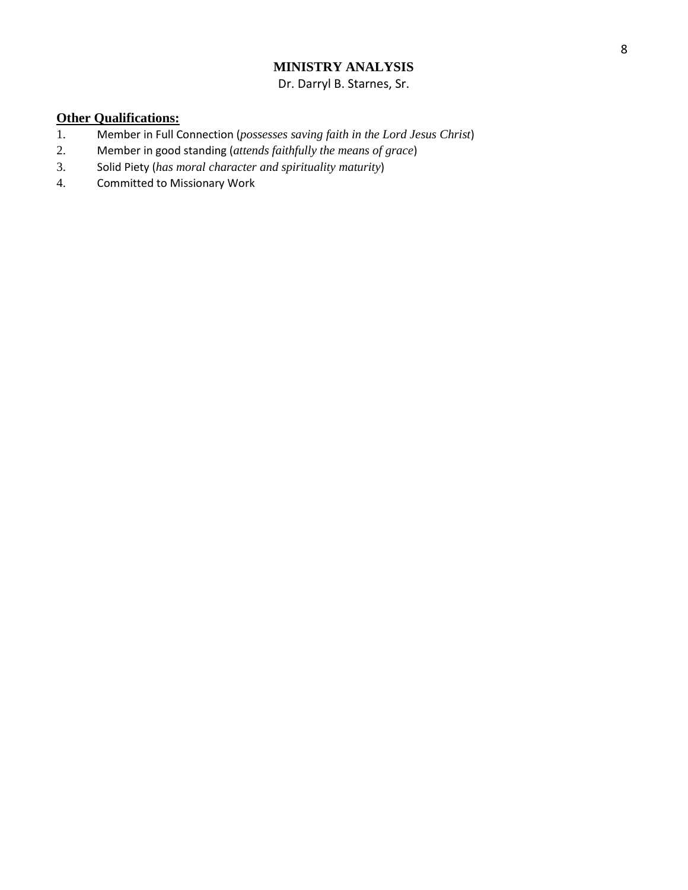**MINISTRY ANALYSIS**

Dr. Darryl B. Starnes, Sr.

**<u>Other Qualifications:</u>**

1. Member in Full Connection (*possesses saving faith in the Lord Jesus Christ*)
2. Member in good standing (*attends faithfully the means of grace*)
3. Solid Piety (*has moral character and spirituality maturity*)
4. Committed to Missionary Work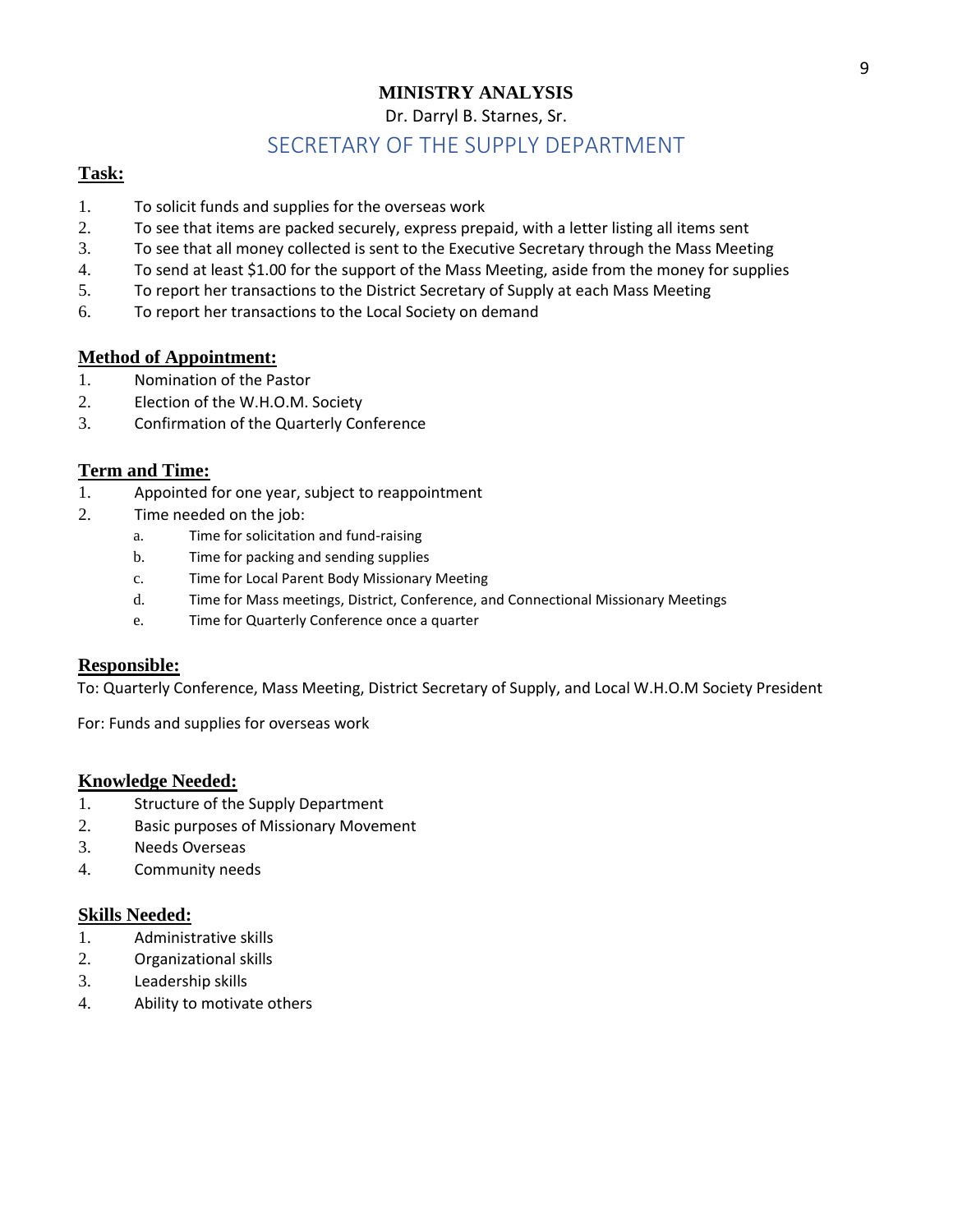# MINISTRY ANALYSIS

Dr. Darryl B. Starnes, Sr.

## SECRETARY OF THE SUPPLY DEPARTMENT

### Task:

1. To solicit funds and supplies for the overseas work
2. To see that items are packed securely, express prepaid, with a letter listing all items sent
3. To see that all money collected is sent to the Executive Secretary through the Mass Meeting
4. To send at least $1.00 for the support of the Mass Meeting, aside from the money for supplies
5. To report her transactions to the District Secretary of Supply at each Mass Meeting
6. To report her transactions to the Local Society on demand

### Method of Appointment:

1. Nomination of the Pastor
2. Election of the W.H.O.M. Society
3. Confirmation of the Quarterly Conference

### Term and Time:

1. Appointed for one year, subject to reappointment
2. Time needed on the job:
   a. Time for solicitation and fund-raising
   b. Time for packing and sending supplies
   c. Time for Local Parent Body Missionary Meeting
   d. Time for Mass meetings, District, Conference, and Connectional Missionary Meetings
   e. Time for Quarterly Conference once a quarter

### Responsible:

To: Quarterly Conference, Mass Meeting, District Secretary of Supply, and Local W.H.O.M Society President

For: Funds and supplies for overseas work

### Knowledge Needed:

1. Structure of the Supply Department
2. Basic purposes of Missionary Movement
3. Needs Overseas
4. Community needs

### Skills Needed:

1. Administrative skills
2. Organizational skills
3. Leadership skills
4. Ability to motivate others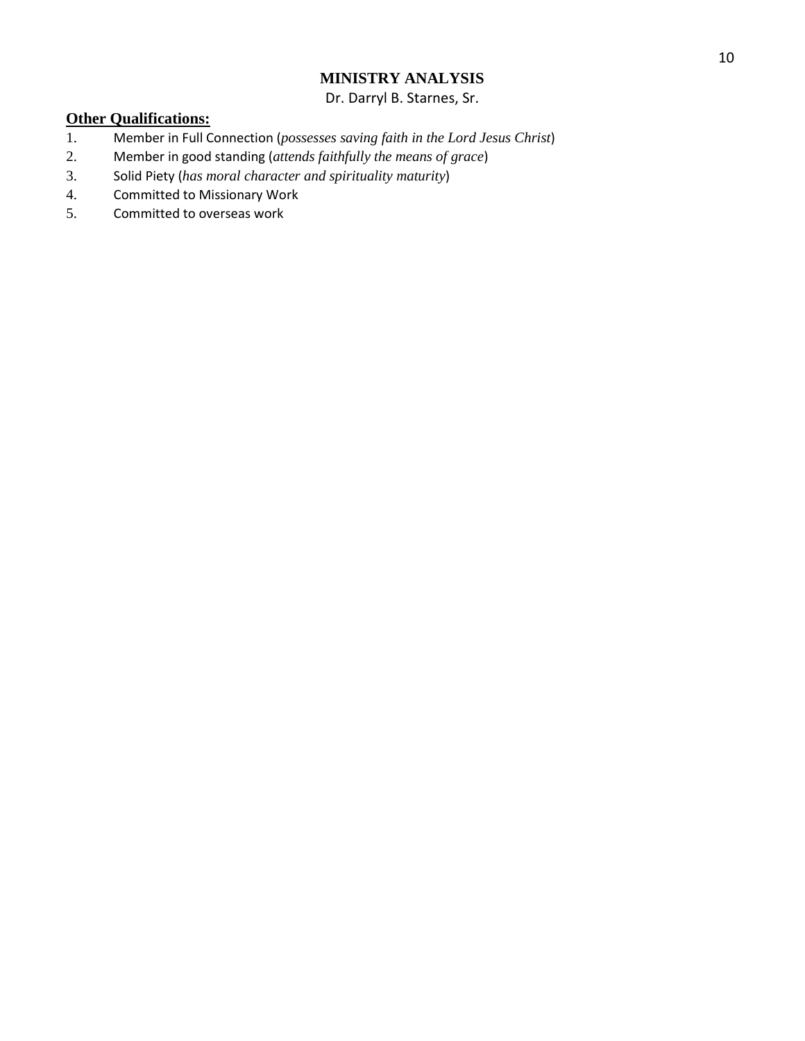# MINISTRY ANALYSIS

Dr. Darryl B. Starnes, Sr.

**Other Qualifications:**

1. Member in Full Connection (*possesses saving faith in the Lord Jesus Christ*)
2. Member in good standing (*attends faithfully the means of grace*)
3. Solid Piety (*has moral character and spirituality maturity*)
4. Committed to Missionary Work
5. Committed to overseas work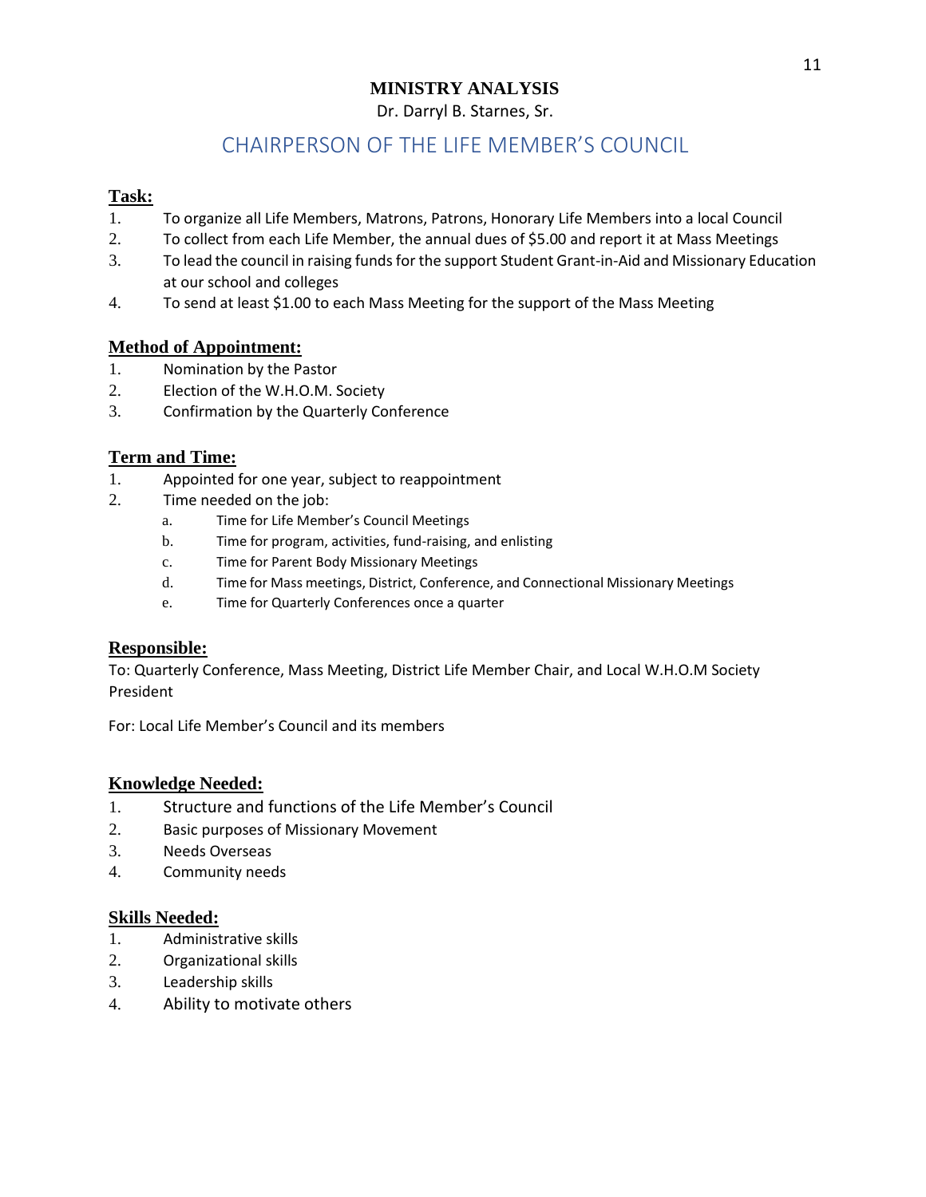# MINISTRY ANALYSIS

Dr. Darryl B. Starnes, Sr.

## CHAIRPERSON OF THE LIFE MEMBER'S COUNCIL

### Task:

1. To organize all Life Members, Matrons, Patrons, Honorary Life Members into a local Council
2. To collect from each Life Member, the annual dues of $5.00 and report it at Mass Meetings
3. To lead the council in raising funds for the support Student Grant-in-Aid and Missionary Education at our school and colleges
4. To send at least $1.00 to each Mass Meeting for the support of the Mass Meeting

### Method of Appointment:

1. Nomination by the Pastor
2. Election of the W.H.O.M. Society
3. Confirmation by the Quarterly Conference

### Term and Time:

1. Appointed for one year, subject to reappointment
2. Time needed on the job:
   a. Time for Life Member's Council Meetings
   b. Time for program, activities, fund-raising, and enlisting
   c. Time for Parent Body Missionary Meetings
   d. Time for Mass meetings, District, Conference, and Connectional Missionary Meetings
   e. Time for Quarterly Conferences once a quarter

### Responsible:

To: Quarterly Conference, Mass Meeting, District Life Member Chair, and Local W.H.O.M Society President

For: Local Life Member's Council and its members

### Knowledge Needed:

1. Structure and functions of the Life Member's Council
2. Basic purposes of Missionary Movement
3. Needs Overseas
4. Community needs

### Skills Needed:

1. Administrative skills
2. Organizational skills
3. Leadership skills
4. Ability to motivate others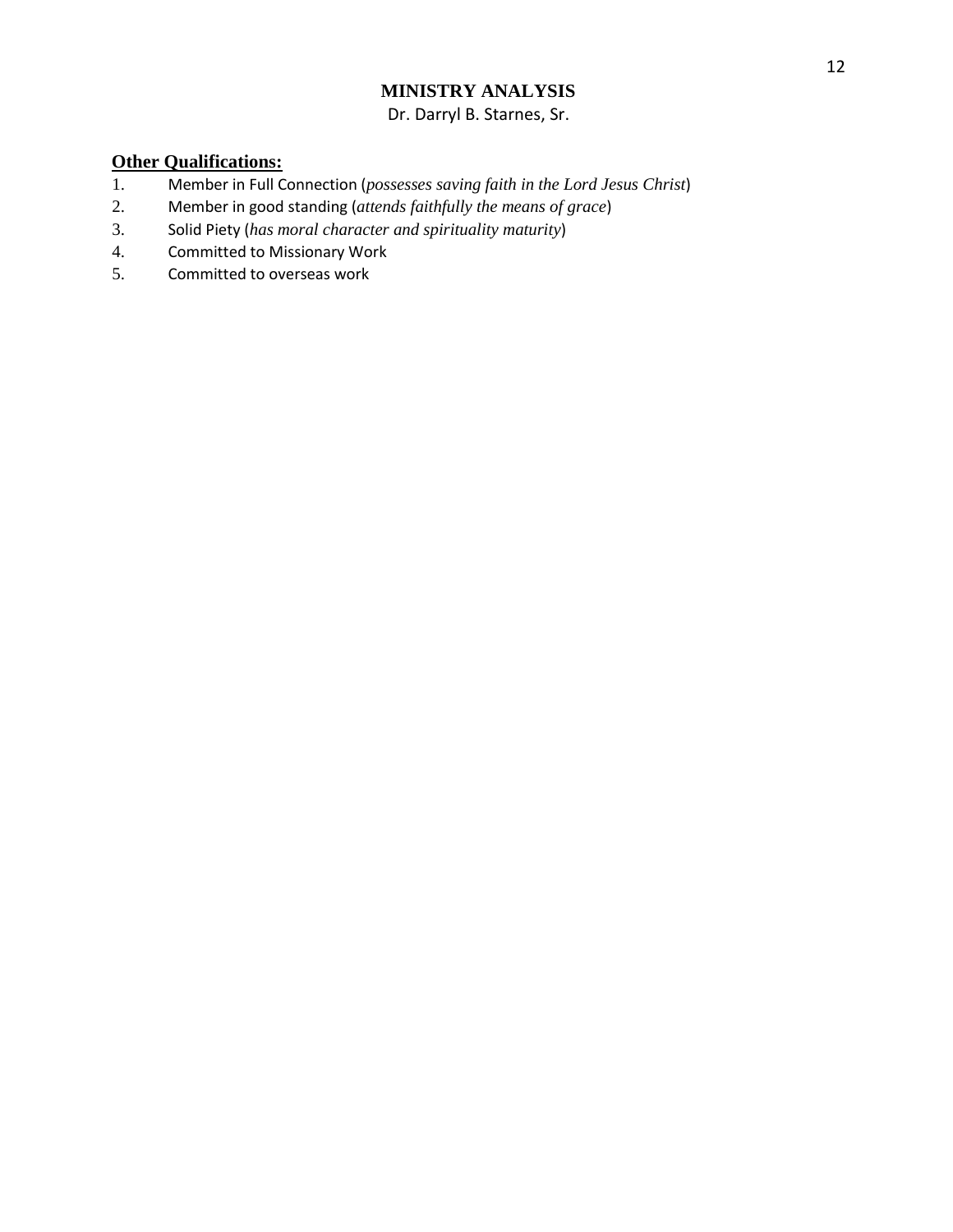# MINISTRY ANALYSIS

Dr. Darryl B. Starnes, Sr.

**Other Qualifications:**

1. Member in Full Connection (*possesses saving faith in the Lord Jesus Christ*)
2. Member in good standing (*attends faithfully the means of grace*)
3. Solid Piety (*has moral character and spirituality maturity*)
4. Committed to Missionary Work
5. Committed to overseas work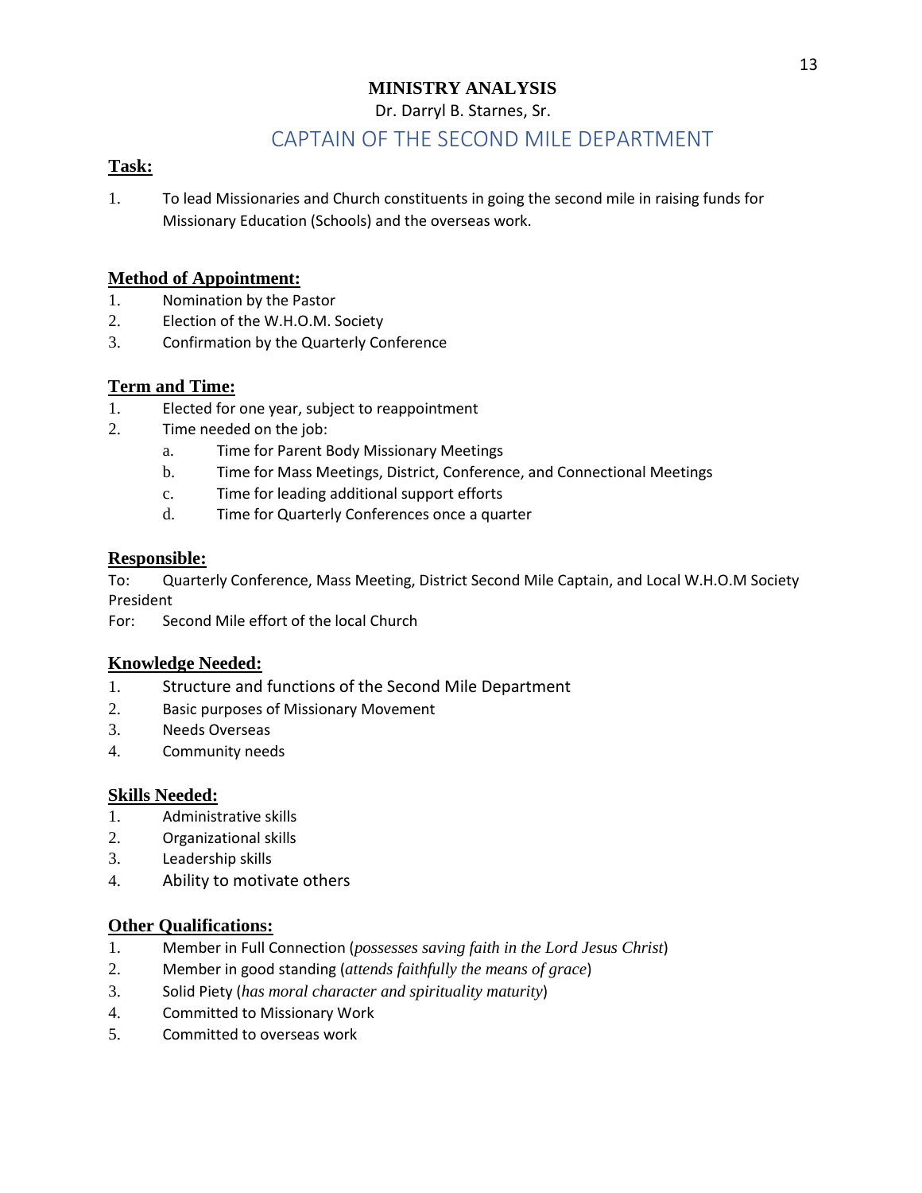# MINISTRY ANALYSIS

Dr. Darryl B. Starnes, Sr.

## CAPTAIN OF THE SECOND MILE DEPARTMENT

### Task:

1. To lead Missionaries and Church constituents in going the second mile in raising funds for Missionary Education (Schools) and the overseas work.

### Method of Appointment:

1. Nomination by the Pastor
2. Election of the W.H.O.M. Society
3. Confirmation by the Quarterly Conference

### Term and Time:

1. Elected for one year, subject to reappointment
2. Time needed on the job:
   a. Time for Parent Body Missionary Meetings
   b. Time for Mass Meetings, District, Conference, and Connectional Meetings
   c. Time for leading additional support efforts
   d. Time for Quarterly Conferences once a quarter

### Responsible:

To: Quarterly Conference, Mass Meeting, District Second Mile Captain, and Local W.H.O.M Society President

For: Second Mile effort of the local Church

### Knowledge Needed:

1. Structure and functions of the Second Mile Department
2. Basic purposes of Missionary Movement
3. Needs Overseas
4. Community needs

### Skills Needed:

1. Administrative skills
2. Organizational skills
3. Leadership skills
4. Ability to motivate others

### Other Qualifications:

1. Member in Full Connection (*possesses saving faith in the Lord Jesus Christ*)
2. Member in good standing (*attends faithfully the means of grace*)
3. Solid Piety (*has moral character and spirituality maturity*)
4. Committed to Missionary Work
5. Committed to overseas work